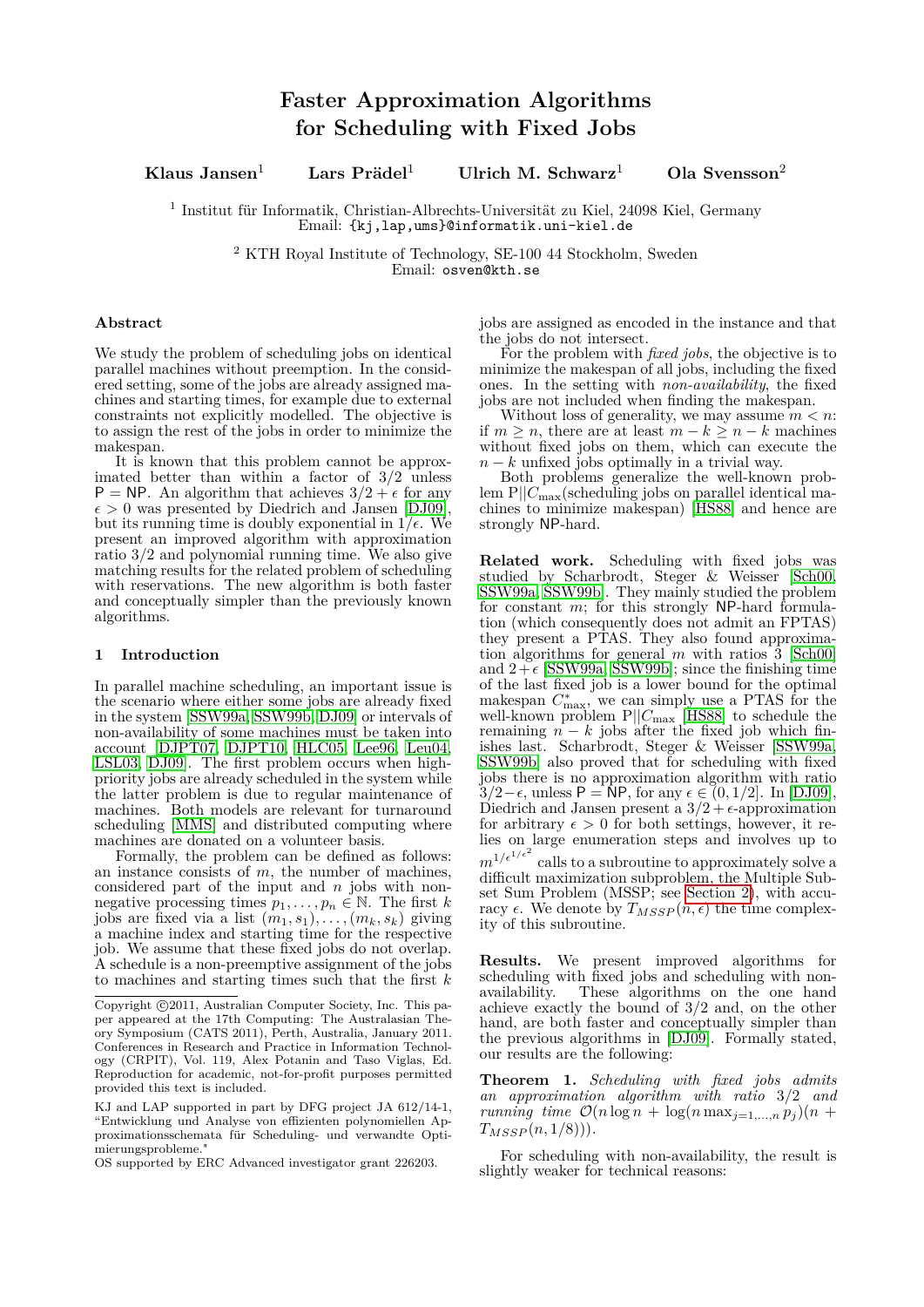# Faster Approximation Algorithms for Scheduling with Fixed Jobs

**Klaus Jansen**[1] **Lars Prädel**[1] **Ulrich M. Schwarz**[1] **Ola Svensson**[2]

[1] Institut für Informatik, Christian-Albrechts-Universität zu Kiel, 24098 Kiel, Germany
Email: {kj,lap,ums}@informatik.uni-kiel.de

[2] KTH Royal Institute of Technology, SE-100 44 Stockholm, Sweden
Email: osven@kth.se

### Abstract

We study the problem of scheduling jobs on identical parallel machines without preemption. In the considered setting, some of the jobs are already assigned machines and starting times, for example due to external constraints not explicitly modelled. The objective is to assign the rest of the jobs in order to minimize the makespan.

It is known that this problem cannot be approximated better than within a factor of $3/2$ unless $\mathsf{P} = \mathsf{NP}$. An algorithm that achieves $3/2 + \epsilon$ for any $\epsilon > 0$ was presented by Diedrich and Jansen [DJ09], but its running time is doubly exponential in $1/\epsilon$. We present an improved algorithm with approximation ratio $3/2$ and polynomial running time. We also give matching results for the related problem of scheduling with reservations. The new algorithm is both faster and conceptually simpler than the previously known algorithms.

## 1 Introduction

In parallel machine scheduling, an important issue is the scenario where either some jobs are already fixed in the system [SSW99a, SSW99b, DJ09] or intervals of non-availability of some machines must be taken into account [DJPT07, DJPT10, HLC05, Lee96, Leu04, LSL03, DJ09]. The first problem occurs when high-priority jobs are already scheduled in the system while the latter problem is due to regular maintenance of machines. Both models are relevant for turnaround scheduling [MMS] and distributed computing where machines are donated on a volunteer basis.

Formally, the problem can be defined as follows: an instance consists of $m$, the number of machines, considered part of the input and $n$ jobs with non-negative processing times $p_1, \ldots, p_n \in \mathbb{N}$. The first $k$ jobs are fixed via a list $(m_1, s_1), \ldots, (m_k, s_k)$ giving a machine index and starting time for the respective job. We assume that these fixed jobs do not overlap. A schedule is a non-preemptive assignment of the jobs to machines and starting times such that the first $k$ jobs are assigned as encoded in the instance and that the jobs do not intersect.

For the problem with *fixed jobs*, the objective is to minimize the makespan of all jobs, including the fixed ones. In the setting with *non-availability*, the fixed jobs are not included when finding the makespan.

Without loss of generality, we may assume $m < n$: if $m \geq n$, there are at least $m - k \geq n - k$ machines without fixed jobs on them, which can execute the $n - k$ unfixed jobs optimally in a trivial way.

Both problems generalize the well-known problem $\mathrm{P}||C_{\max}$(scheduling jobs on parallel identical machines to minimize makespan) [HS88] and hence are strongly $\mathsf{NP}$-hard.

**Related work.** Scheduling with fixed jobs was studied by Scharbrodt, Steger & Weisser [Sch00, SSW99a, SSW99b]. They mainly studied the problem for constant $m$; for this strongly $\mathsf{NP}$-hard formulation (which consequently does not admit an FPTAS) they present a PTAS. They also found approximation algorithms for general $m$ with ratios 3 [Sch00] and $2 + \epsilon$ [SSW99a, SSW99b]; since the finishing time of the last fixed job is a lower bound for the optimal makespan $C^*_{\max}$, we can simply use a PTAS for the well-known problem $\mathrm{P}||C_{\max}$ [HS88] to schedule the remaining $n - k$ jobs after the fixed job which finishes last. Scharbrodt, Steger & Weisser [SSW99a, SSW99b] also proved that for scheduling with fixed jobs there is no approximation algorithm with ratio $3/2 - \epsilon$, unless $\mathsf{P} = \mathsf{NP}$, for any $\epsilon \in (0, 1/2]$. In [DJ09], Diedrich and Jansen present a $3/2 + \epsilon$-approximation for arbitrary $\epsilon > 0$ for both settings, however, it relies on large enumeration steps and involves up to $m^{1/\epsilon^{1/\epsilon^2}}$ calls to a subroutine to approximately solve a difficult maximization subproblem, the Multiple Subset Sum Problem (MSSP; see Section 2), with accuracy $\epsilon$. We denote by $T_{MSSP}(n, \epsilon)$ the time complexity of this subroutine.

**Results.** We present improved algorithms for scheduling with fixed jobs and scheduling with non-availability. These algorithms on the one hand achieve exactly the bound of $3/2$ and, on the other hand, are both faster and conceptually simpler than the previous algorithms in [DJ09]. Formally stated, our results are the following:

**Theorem 1.** *Scheduling with fixed jobs admits an approximation algorithm with ratio $3/2$ and running time $\mathcal{O}(n \log n + \log(n \max_{j=1,\ldots,n} p_j)(n + T_{MSSP}(n, 1/8)))$.*

For scheduling with non-availability, the result is slightly weaker for technical reasons:

---

Copyright ©2011, Australian Computer Society, Inc. This paper appeared at the 17th Computing: The Australasian Theory Symposium (CATS 2011), Perth, Australia, January 2011. Conferences in Research and Practice in Information Technology (CRPIT), Vol. 119, Alex Potanin and Taso Viglas, Ed. Reproduction for academic, not-for-profit purposes permitted provided this text is included.

KJ and LAP supported in part by DFG project JA 612/14-1, "Entwicklung und Analyse von effizienten polynomiellen Approximationsschemata für Scheduling- und verwandte Optimierungsprobleme."

OS supported by ERC Advanced investigator grant 226203.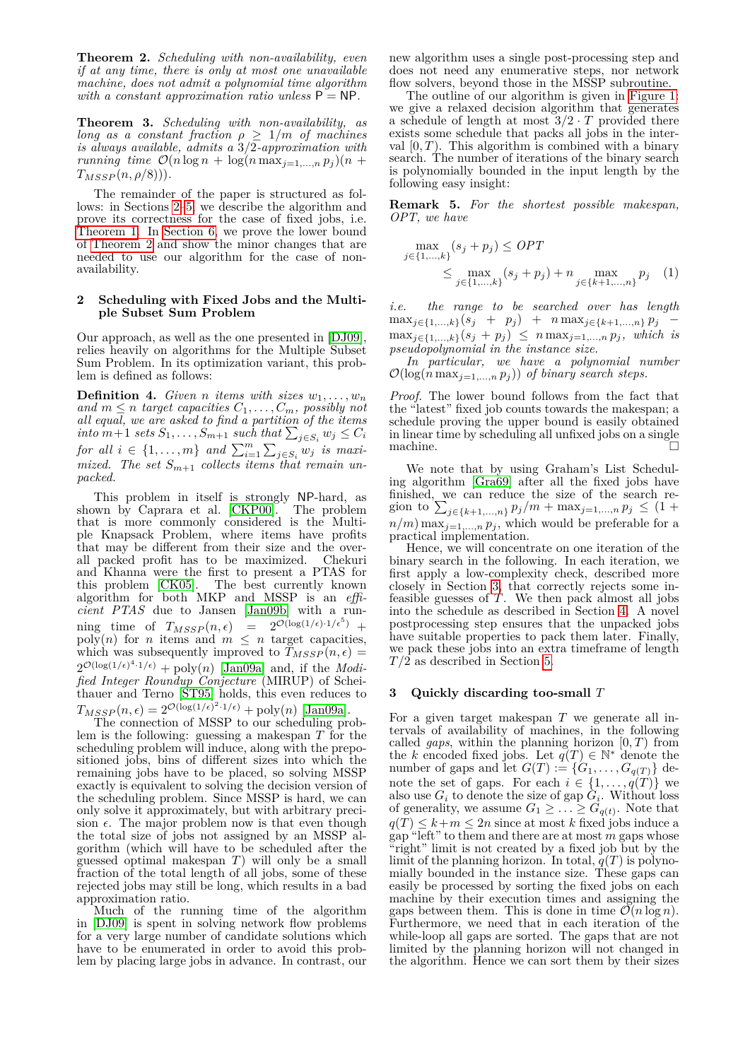**Theorem 2.** *Scheduling with non-availability, even if at any time, there is only at most one unavailable machine, does not admit a polynomial time algorithm with a constant approximation ratio unless* P = NP.

**Theorem 3.** *Scheduling with non-availability, as long as a constant fraction $\rho \geq 1/m$ of machines is always available, admits a 3/2-approximation with running time $\mathcal{O}(n \log n + \log(n \max_{j=1,\ldots,n} p_j)(n + T_{MSSP}(n, \rho/8)))$.*

The remainder of the paper is structured as follows: in Sections 2–5, we describe the algorithm and prove its correctness for the case of fixed jobs, i.e. Theorem 1. In Section 6, we prove the lower bound of Theorem 2 and show the minor changes that are needed to use our algorithm for the case of non-availability.

## 2 Scheduling with Fixed Jobs and the Multiple Subset Sum Problem

Our approach, as well as the one presented in [DJ09], relies heavily on algorithms for the Multiple Subset Sum Problem. In its optimization variant, this problem is defined as follows:

**Definition 4.** *Given $n$ items with sizes $w_1, \ldots, w_n$ and $m \leq n$ target capacities $C_1, \ldots, C_m$, possibly not all equal, we are asked to find a partition of the items into $m+1$ sets $S_1, \ldots, S_{m+1}$ such that $\sum_{j \in S_i} w_j \leq C_i$ for all $i \in \{1, \ldots, m\}$ and $\sum_{i=1}^{m} \sum_{j \in S_i} w_j$ is maximized. The set $S_{m+1}$ collects items that remain unpacked.*

This problem in itself is strongly NP-hard, as shown by Caprara et al. [CKP00]. The problem that is more commonly considered is the Multiple Knapsack Problem, where items have profits that may be different from their size and the overall packed profit has to be maximized. Chekuri and Khanna were the first to present a PTAS for this problem [CK05]. The best currently known algorithm for both MKP and MSSP is an *efficient PTAS* due to Jansen [Jan09b] with a running time of $T_{MSSP}(n, \epsilon) = 2^{\mathcal{O}(\log(1/\epsilon) \cdot 1/\epsilon^5)} + \text{poly}(n)$ for $n$ items and $m \leq n$ target capacities, which was subsequently improved to $T_{MSSP}(n, \epsilon) = 2^{\mathcal{O}(\log(1/\epsilon)^4 \cdot 1/\epsilon)} + \text{poly}(n)$ [Jan09a] and, if the *Modified Integer Roundup Conjecture* (MIRUP) of Scheithauer and Terno [ST95] holds, this even reduces to $T_{MSSP}(n, \epsilon) = 2^{\mathcal{O}(\log(1/\epsilon)^2 \cdot 1/\epsilon)} + \text{poly}(n)$ [Jan09a].

The connection of MSSP to our scheduling problem is the following: guessing a makespan $T$ for the scheduling problem will induce, along with the prepositioned jobs, bins of different sizes into which the remaining jobs have to be placed, so solving MSSP exactly is equivalent to solving the decision version of the scheduling problem. Since MSSP is hard, we can only solve it approximately, but with arbitrary precision $\epsilon$. The major problem now is that even though the total size of jobs not assigned by an MSSP algorithm (which will have to be scheduled after the guessed optimal makespan $T$) will only be a small fraction of the total length of all jobs, some of these rejected jobs may still be long, which results in a bad approximation ratio.

Much of the running time of the algorithm in [DJ09] is spent in solving network flow problems for a very large number of candidate solutions which have to be enumerated in order to avoid this problem by placing large jobs in advance. In contrast, our new algorithm uses a single post-processing step and does not need any enumerative steps, nor network flow solvers, beyond those in the MSSP subroutine.

The outline of our algorithm is given in Figure 1: we give a relaxed decision algorithm that generates a schedule of length at most $3/2 \cdot T$ provided there exists some schedule that packs all jobs in the interval $[0, T)$. This algorithm is combined with a binary search. The number of iterations of the binary search is polynomially bounded in the input length by the following easy insight:

**Remark 5.** *For the shortest possible makespan, OPT, we have*

$$\max_{j \in \{1,\ldots,k\}} (s_j + p_j) \leq OPT$$
$$\leq \max_{j \in \{1,\ldots,k\}} (s_j + p_j) + n \max_{j \in \{k+1,\ldots,n\}} p_j \quad (1)$$

*i.e. the range to be searched over has length $\max_{j \in \{1,\ldots,k\}} (s_j + p_j) + n \max_{j \in \{k+1,\ldots,n\}} p_j - \max_{j \in \{1,\ldots,k\}} (s_j + p_j) \leq n \max_{j=1,\ldots,n} p_j$, which is pseudopolynomial in the instance size.*

*In particular, we have a polynomial number $\mathcal{O}(\log(n \max_{j=1,\ldots,n} p_j))$ of binary search steps.*

*Proof.* The lower bound follows from the fact that the "latest" fixed job counts towards the makespan; a schedule proving the upper bound is easily obtained in linear time by scheduling all unfixed jobs on a single machine. □

We note that by using Graham's List Scheduling algorithm [Gra69] after all the fixed jobs have finished, we can reduce the size of the search region to $\sum_{j \in \{k+1,\ldots,n\}} p_j / m + \max_{j=1,\ldots,n} p_j \leq (1 + n/m) \max_{j=1,\ldots,n} p_j$, which would be preferable for a practical implementation.

Hence, we will concentrate on one iteration of the binary search in the following. In each iteration, we first apply a low-complexity check, described more closely in Section 3, that correctly rejects some infeasible guesses of $T$. We then pack almost all jobs into the schedule as described in Section 4. A novel postprocessing step ensures that the unpacked jobs have suitable properties to pack them later. Finally, we pack these jobs into an extra timeframe of length $T/2$ as described in Section 5.

## 3 Quickly discarding too-small $T$

For a given target makespan $T$ we generate all intervals of availability of machines, in the following called *gaps*, within the planning horizon $[0, T)$ from the $k$ encoded fixed jobs. Let $q(T) \in \mathbb{N}^*$ denote the number of gaps and let $G(T) := \{G_1, \ldots, G_{q(T)}\}$ denote the set of gaps. For each $i \in \{1, \ldots, q(T)\}$ we also use $G_i$ to denote the size of gap $G_i$. Without loss of generality, we assume $G_1 \geq \ldots \geq G_{q(t)}$. Note that $q(T) \leq k + m \leq 2n$ since at most $k$ fixed jobs induce a gap "left" to them and there are at most $m$ gaps whose "right" limit is not created by a fixed job but by the limit of the planning horizon. In total, $q(T)$ is polynomially bounded in the instance size. These gaps can easily be processed by sorting the fixed jobs on each machine by their execution times and assigning the gaps between them. This is done in time $\mathcal{O}(n \log n)$. Furthermore, we need that in each iteration of the while-loop all gaps are sorted. The gaps that are not limited by the planning horizon will not changed in the algorithm. Hence we can sort them by their sizes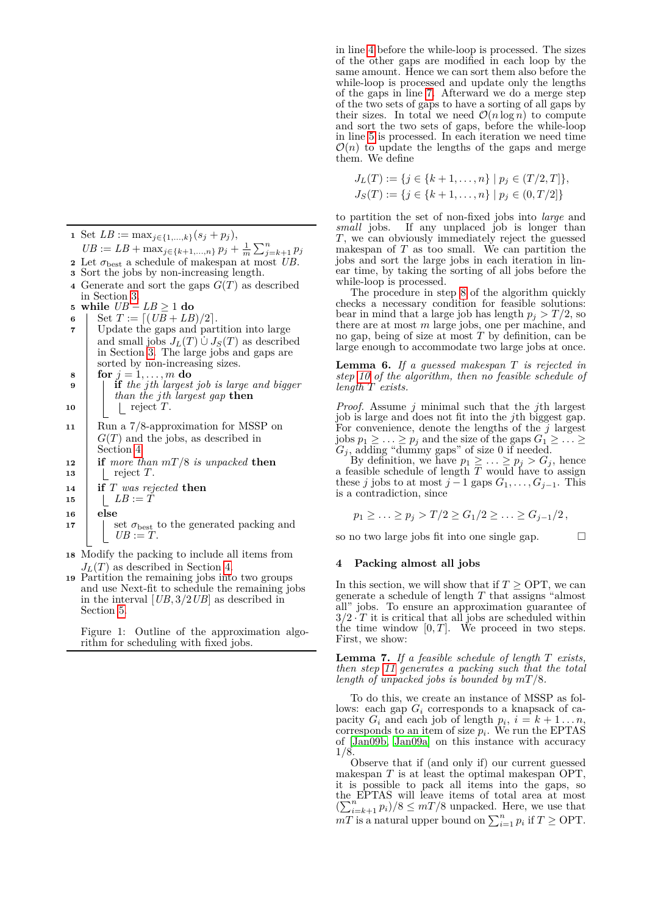in line 4 before the while-loop is processed. The sizes of the other gaps are modified in each loop by the same amount. Hence we can sort them also before the while-loop is processed and update only the lengths of the gaps in line 7. Afterward we do a merge step of the two sets of gaps to have a sorting of all gaps by their sizes. In total we need $\mathcal{O}(n \log n)$ to compute and sort the two sets of gaps, before the while-loop in line 5 is processed. In each iteration we need time $\mathcal{O}(n)$ to update the lengths of the gaps and merge them. We define

$$J_L(T) := \{j \in \{k+1, \dots, n\} \mid p_j \in (T/2, T]\},$$
$$J_S(T) := \{j \in \{k+1, \dots, n\} \mid p_j \in (0, T/2]\}$$

to partition the set of non-fixed jobs into *large* and *small* jobs. If any unplaced job is longer than $T$, we can obviously immediately reject the guessed makespan of $T$ as too small. We can partition the jobs and sort the large jobs in each iteration in linear time, by taking the sorting of all jobs before the while-loop is processed.

The procedure in step 8 of the algorithm quickly checks a necessary condition for feasible solutions: bear in mind that a large job has length $p_j > T/2$, so there are at most $m$ large jobs, one per machine, and no gap, being of size at most $T$ by definition, can be large enough to accommodate two large jobs at once.

```
1  Set LB := max_{j∈{1,...,k}} (s_j + p_j),
       UB := LB + max_{j∈{k+1,...,n}} p_j + (1/m) Σ_{j=k+1}^{n} p_j
2  Let σ_best a schedule of makespan at most UB.
3  Sort the jobs by non-increasing length.
4  Generate and sort the gaps G(T) as described in Section 3.
5  while UB − LB ≥ 1 do
6      Set T := ⌈(UB + LB)/2⌉.
7      Update the gaps and partition into large and small jobs J_L(T) ∪̇ J_S(T) as described
       in Section 3. The large jobs and gaps are sorted by non-increasing sizes.
8      for j = 1, ..., m do
9          if the jth largest job is large and bigger than the jth largest gap then
10             reject T.
11     Run a 7/8-approximation for MSSP on G(T) and the jobs, as described in Section 4.
12     if more than mT/8 is unpacked then
13         reject T.
14     if T was rejected then
15         LB := T
16     else
17         set σ_best to the generated packing and UB := T.
18 Modify the packing to include all items from J_L(T) as described in Section 4.
19 Partition the remaining jobs into two groups and use Next-fit to schedule the remaining jobs
   in the interval [UB, 3/2 UB] as described in Section 5.
```

Figure 1: Outline of the approximation algorithm for scheduling with fixed jobs.

**Lemma 6.** *If a guessed makespan $T$ is rejected in step 10 of the algorithm, then no feasible schedule of length $T$ exists.*

*Proof.* Assume $j$ minimal such that the $j$th largest job is large and does not fit into the $j$th biggest gap. For convenience, denote the lengths of the $j$ largest jobs $p_1 \geq \dots \geq p_j$ and the size of the gaps $G_1 \geq \dots \geq G_j$, adding "dummy gaps" of size 0 if needed.

By definition, we have $p_1 \geq \dots \geq p_j > G_j$, hence a feasible schedule of length $T$ would have to assign these $j$ jobs to at most $j-1$ gaps $G_1, \dots, G_{j-1}$. This is a contradiction, since

$$p_1 \geq \dots \geq p_j > T/2 \geq G_1/2 \geq \dots \geq G_{j-1}/2\,,$$

so no two large jobs fit into one single gap. $\square$

## 4 Packing almost all jobs

In this section, we will show that if $T \geq \mathrm{OPT}$, we can generate a schedule of length $T$ that assigns "almost all" jobs. To ensure an approximation guarantee of $3/2 \cdot T$ it is critical that all jobs are scheduled within the time window $[0, T]$. We proceed in two steps. First, we show:

**Lemma 7.** *If a feasible schedule of length $T$ exists, then step 11 generates a packing such that the total length of unpacked jobs is bounded by $mT/8$.*

To do this, we create an instance of MSSP as follows: each gap $G_i$ corresponds to a knapsack of capacity $G_i$ and each job of length $p_i$, $i = k+1 \dots n$, corresponds to an item of size $p_i$. We run the EPTAS of [Jan09b, Jan09a] on this instance with accuracy 1/8.

Observe that if (and only if) our current guessed makespan $T$ is at least the optimal makespan OPT, it is possible to pack all items into the gaps, so the EPTAS will leave items of total area at most $(\sum_{i=k+1}^{n} p_i)/8 \leq mT/8$ unpacked. Here, we use that $mT$ is a natural upper bound on $\sum_{i=1}^{n} p_i$ if $T \geq \mathrm{OPT}$.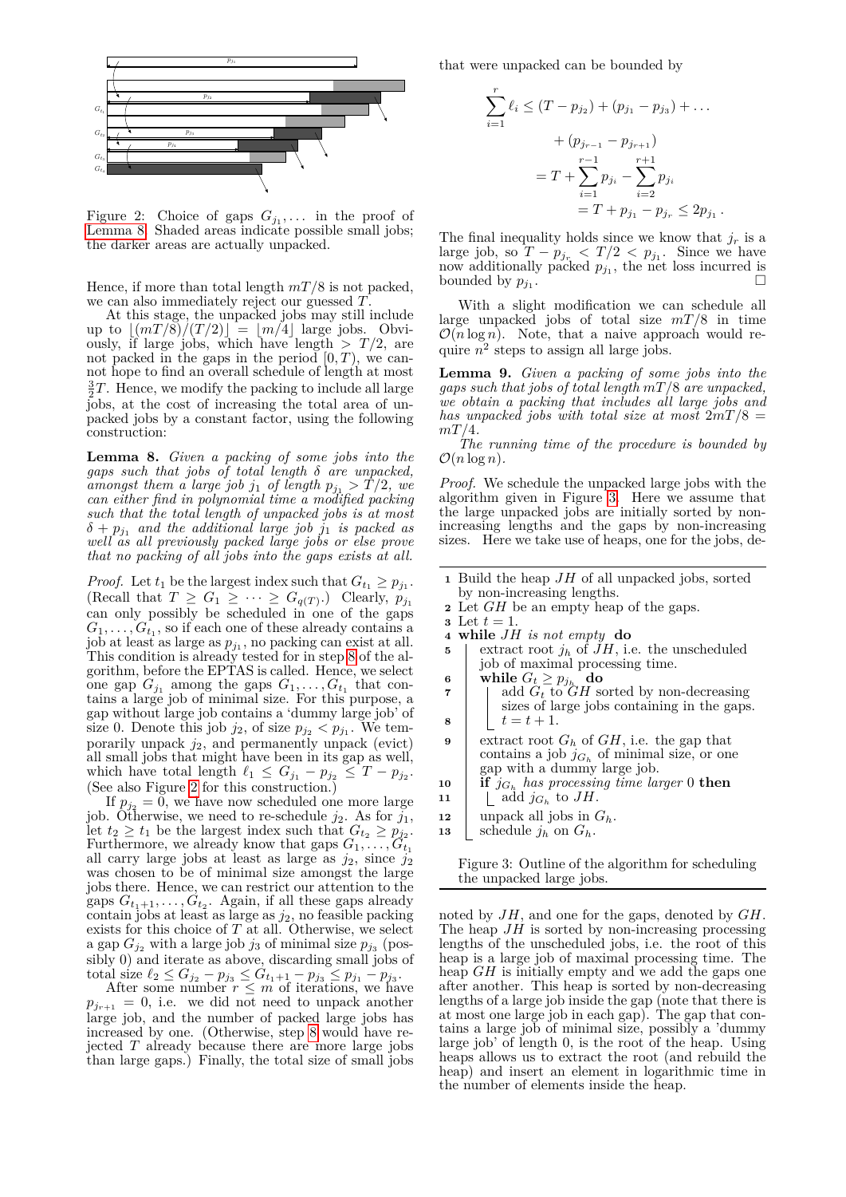Figure 2: Choice of gaps $G_{j_1}, \dots$ in the proof of Lemma 8. Shaded areas indicate possible small jobs; the darker areas are actually unpacked.

Hence, if more than total length $mT/8$ is not packed, we can also immediately reject our guessed $T$.

At this stage, the unpacked jobs may still include up to $\lfloor (mT/8)/(T/2) \rfloor = \lfloor m/4 \rfloor$ large jobs. Obviously, if large jobs, which have length $> T/2$, are not packed in the gaps in the period $[0, T)$, we cannot hope to find an overall schedule of length at most $\frac{3}{2}T$. Hence, we modify the packing to include all large jobs, at the cost of increasing the total area of unpacked jobs by a constant factor, using the following construction:

**Lemma 8.** *Given a packing of some jobs into the gaps such that jobs of total length $\delta$ are unpacked, amongst them a large job $j_1$ of length $p_{j_1} > T/2$, we can either find in polynomial time a modified packing such that the total length of unpacked jobs is at most $\delta + p_{j_1}$ and the additional large job $j_1$ is packed as well as all previously packed large jobs or else prove that no packing of all jobs into the gaps exists at all.*

*Proof.* Let $t_1$ be the largest index such that $G_{t_1} \geq p_{j_1}$. (Recall that $T \geq G_1 \geq \dots \geq G_{q(T)}$.) Clearly, $p_{j_1}$ can only possibly be scheduled in one of the gaps $G_1, \dots, G_{t_1}$, so if each one of these already contains a job at least as large as $p_{j_1}$, no packing can exist at all. This condition is already tested for in step 8 of the algorithm, before the EPTAS is called. Hence, we select one gap $G_{j_1}$ among the gaps $G_1, \dots, G_{t_1}$ that contains a large job of minimal size. For this purpose, a gap without large job contains a 'dummy large job' of size 0. Denote this job $j_2$, of size $p_{j_2} < p_{j_1}$. We temporarily unpack $j_2$, and permanently unpack (evict) all small jobs that might have been in its gap as well, which have total length $\ell_1 \leq G_{j_1} - p_{j_2} \leq T - p_{j_2}$. (See also Figure 2 for this construction.)

If $p_{j_2} = 0$, we have now scheduled one more large job. Otherwise, we need to re-schedule $j_2$. As for $j_1$, let $t_2 \geq t_1$ be the largest index such that $G_{t_2} \geq p_{j_2}$. Furthermore, we already know that gaps $G_1, \dots, G_{t_1}$ all carry large jobs at least as large as $j_2$, since $j_2$ was chosen to be of minimal size amongst the large jobs there. Hence, we can restrict our attention to the gaps $G_{t_1+1}, \dots, G_{t_2}$. Again, if all these gaps already contain jobs at least as large as $j_2$, no feasible packing exists for this choice of $T$ at all. Otherwise, we select a gap $G_{j_2}$ with a large job $j_3$ of minimal size $p_{j_3}$ (possibly 0) and iterate as above, discarding small jobs of total size $\ell_2 \leq G_{j_2} - p_{j_3} \leq G_{t_1+1} - p_{j_3} \leq p_{j_1} - p_{j_3}$.

After some number $r \leq m$ of iterations, we have $p_{j_{r+1}} = 0$, i.e. we did not need to unpack another large job, and the number of packed large jobs has increased by one. (Otherwise, step 8 would have rejected $T$ already because there are more large jobs than large gaps.) Finally, the total size of small jobs that were unpacked can be bounded by

$$\begin{aligned}
\sum_{i=1}^{r} \ell_i &\leq (T - p_{j_2}) + (p_{j_1} - p_{j_3}) + \dots \\
&\quad + (p_{j_{r-1}} - p_{j_{r+1}}) \\
&= T + \sum_{i=1}^{r-1} p_{j_i} - \sum_{i=2}^{r+1} p_{j_i} \\
&= T + p_{j_1} - p_{j_r} \leq 2p_{j_1} .
\end{aligned}$$

The final inequality holds since we know that $j_r$ is a large job, so $T - p_{j_r} < T/2 < p_{j_1}$. Since we have now additionally packed $p_{j_1}$, the net loss incurred is bounded by $p_{j_1}$. □

With a slight modification we can schedule all large unpacked jobs of total size $mT/8$ in time $\mathcal{O}(n \log n)$. Note, that a naive approach would require $n^2$ steps to assign all large jobs.

**Lemma 9.** *Given a packing of some jobs into the gaps such that jobs of total length $mT/8$ are unpacked, we obtain a packing that includes all large jobs and has unpacked jobs with total size at most $2mT/8 = mT/4$.*

*The running time of the procedure is bounded by $\mathcal{O}(n \log n)$.*

*Proof.* We schedule the unpacked large jobs with the algorithm given in Figure 3. Here we assume that the large unpacked jobs are initially sorted by non-increasing lengths and the gaps by non-increasing sizes. Here we take use of heaps, one for the jobs, denoted by $JH$, and one for the gaps, denoted by $GH$. The heap $JH$ is sorted by non-increasing processing lengths of the unscheduled jobs, i.e. the root of this heap is a large job of maximal processing time. The heap $GH$ is initially empty and we add the gaps one after another. This heap is sorted by non-decreasing lengths of large jobs inside the gap (note that there is at most one large job in each gap). The gap that contains a large job of minimal size, possibly a 'dummy large job' of length 0, is the root of the heap. Using heaps allows us to extract the root (and rebuild the heap) and insert an element in logarithmic time in the number of elements inside the heap.

```
1  Build the heap JH of all unpacked jobs, sorted
   by non-increasing lengths.
2  Let GH be an empty heap of the gaps.
3  Let t = 1.
4  while JH is not empty do
5  |  extract root j_h of JH, i.e. the unscheduled
   |  job of maximal processing time.
6  |  while G_t ≥ p_{j_h} do
7  |  |  add G_t to GH sorted by non-decreasing
   |  |  sizes of large jobs containing in the gaps.
8  |  |  t = t + 1.
9  |  extract root G_h of GH, i.e. the gap that
   |  contains a job j_{G_h} of minimal size, or one
   |  gap with a dummy large job.
10 |  if j_{G_h} has processing time larger 0 then
11 |  |  add j_{G_h} to JH.
12 |  unpack all jobs in G_h.
13 |  schedule j_h on G_h.
```

Figure 3: Outline of the algorithm for scheduling the unpacked large jobs.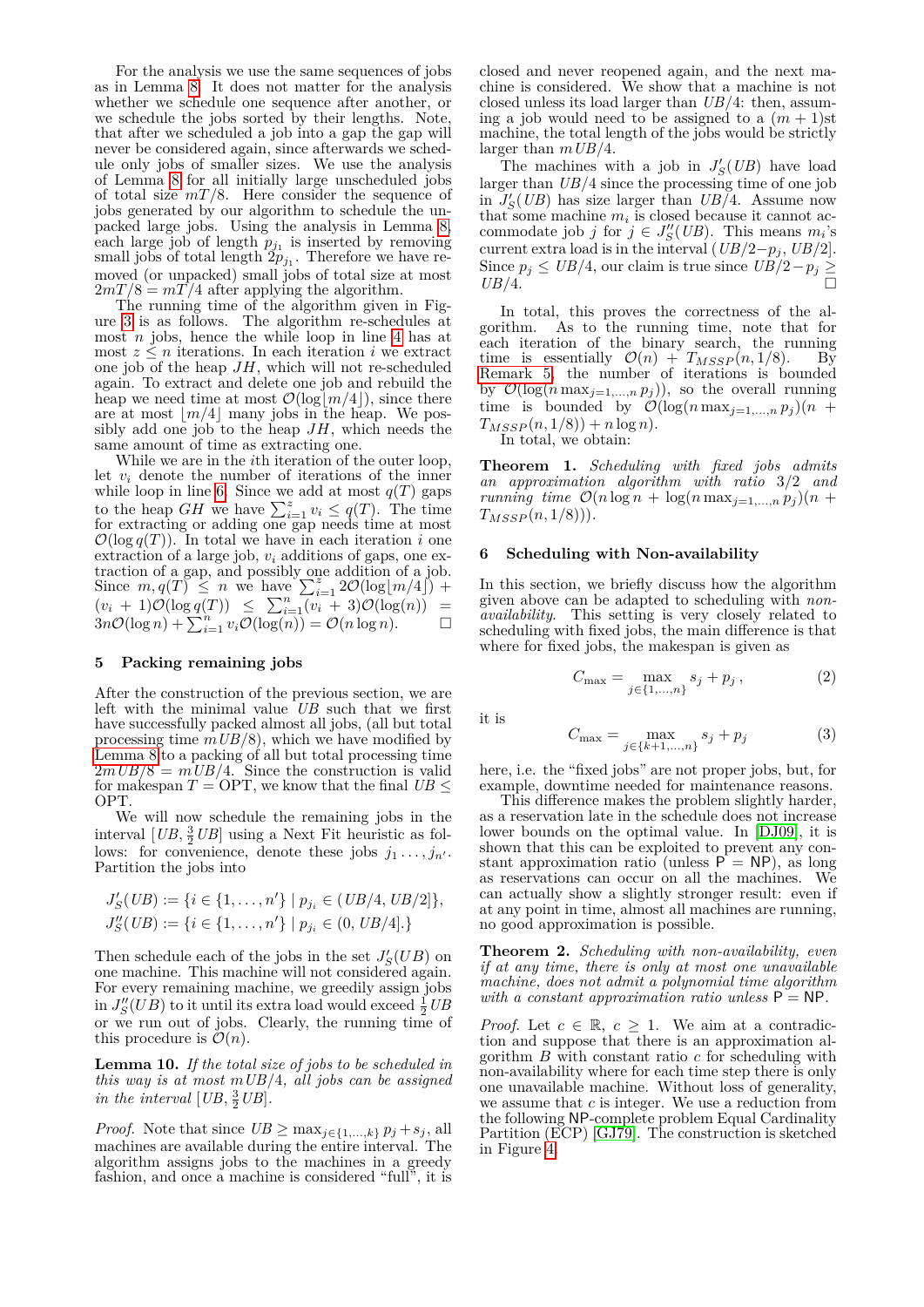For the analysis we use the same sequences of jobs as in Lemma 8. It does not matter for the analysis whether we schedule one sequence after another, or we schedule the jobs sorted by their lengths. Note, that after we scheduled a job into a gap the gap will never be considered again, since afterwards we schedule only jobs of smaller sizes. We use the analysis of Lemma 8 for all initially large unscheduled jobs of total size $mT/8$. Here consider the sequence of jobs generated by our algorithm to schedule the unpacked large jobs. Using the analysis in Lemma 8, each large job of length $p_{j_1}$ is inserted by removing small jobs of total length $2p_{j_1}$. Therefore we have removed (or unpacked) small jobs of total size at most $2mT/8 = mT/4$ after applying the algorithm.

The running time of the algorithm given in Figure 3 is as follows. The algorithm re-schedules at most $n$ jobs, hence the while loop in line 4 has at most $z \leq n$ iterations. In each iteration $i$ we extract one job of the heap $JH$, which will not re-scheduled again. To extract and delete one job and rebuild the heap we need time at most $\mathcal{O}(\log\lfloor m/4 \rfloor)$, since there are at most $\lfloor m/4 \rfloor$ many jobs in the heap. We possibly add one job to the heap $JH$, which needs the same amount of time as extracting one.

While we are in the $i$th iteration of the outer loop, let $v_i$ denote the number of iterations of the inner while loop in line 6. Since we add at most $q(T)$ gaps to the heap $GH$ we have $\sum_{i=1}^{z} v_i \leq q(T)$. The time for extracting or adding one gap needs time at most $\mathcal{O}(\log q(T))$. In total we have in each iteration $i$ one extraction of a large job, $v_i$ additions of gaps, one extraction of a gap, and possibly one addition of a job. Since $m, q(T) \leq n$ we have $\sum_{i=1}^{z} 2\mathcal{O}(\log\lfloor m/4 \rfloor) + (v_i + 1)\mathcal{O}(\log q(T)) \leq \sum_{i=1}^{n}(v_i + 3)\mathcal{O}(\log(n)) = 3n\mathcal{O}(\log n) + \sum_{i=1}^{n} v_i \mathcal{O}(\log(n)) = \mathcal{O}(n \log n)$. □

## 5 Packing remaining jobs

After the construction of the previous section, we are left with the minimal value $UB$ such that we first have successfully packed almost all jobs, (all but total processing time $mUB/8$), which we have modified by Lemma 8 to a packing of all but total processing time $2mUB/8 = mUB/4$. Since the construction is valid for makespan $T = \text{OPT}$, we know that the final $UB \leq \text{OPT}$.

We will now schedule the remaining jobs in the interval $[UB, \frac{3}{2}UB]$ using a Next Fit heuristic as follows: for convenience, denote these jobs $j_1 \ldots, j_{n'}$. Partition the jobs into

$$J'_S(UB) := \{i \in \{1, \ldots, n'\} \mid p_{j_i} \in (UB/4, UB/2]\},$$
$$J''_S(UB) := \{i \in \{1, \ldots, n'\} \mid p_{j_i} \in (0, UB/4].\}$$

Then schedule each of the jobs in the set $J'_S(UB)$ on one machine. This machine will not considered again. For every remaining machine, we greedily assign jobs in $J''_S(UB)$ to it until its extra load would exceed $\frac{1}{2}UB$ or we run out of jobs. Clearly, the running time of this procedure is $\mathcal{O}(n)$.

**Lemma 10.** *If the total size of jobs to be scheduled in this way is at most $mUB/4$, all jobs can be assigned in the interval $[UB, \frac{3}{2}UB]$.*

*Proof.* Note that since $UB \geq \max_{j \in \{1,\ldots,k\}} p_j + s_j$, all machines are available during the entire interval. The algorithm assigns jobs to the machines in a greedy fashion, and once a machine is considered "full", it is closed and never reopened again, and the next machine is considered. We show that a machine is not closed unless its load larger than $UB/4$: then, assuming a job would need to be assigned to a $(m+1)$st machine, the total length of the jobs would be strictly larger than $mUB/4$.

The machines with a job in $J'_S(UB)$ have load larger than $UB/4$ since the processing time of one job in $J'_S(UB)$ has size larger than $UB/4$. Assume now that some machine $m_i$ is closed because it cannot accommodate job $j$ for $j \in J''_S(UB)$. This means $m_i$'s current extra load is in the interval $(UB/2 - p_j, UB/2]$. Since $p_j \leq UB/4$, our claim is true since $UB/2 - p_j \geq UB/4$. □

In total, this proves the correctness of the algorithm. As to the running time, note that for each iteration of the binary search, the running time is essentially $\mathcal{O}(n) + T_{MSSP}(n, 1/8)$. By Remark 5, the number of iterations is bounded by $\mathcal{O}(n \max_{j=1,\ldots,n} p_j))$, so the overall running time is bounded by $\mathcal{O}(\log(n \max_{j=1,\ldots,n} p_j)(n + T_{MSSP}(n, 1/8)) + n \log n)$.

In total, we obtain:

**Theorem 1.** *Scheduling with fixed jobs admits an approximation algorithm with ratio 3/2 and running time $\mathcal{O}(n \log n + \log(n \max_{j=1,\ldots,n} p_j)(n + T_{MSSP}(n, 1/8)))$.*

## 6 Scheduling with Non-availability

In this section, we briefly discuss how the algorithm given above can be adapted to scheduling with *non-availability*. This setting is very closely related to scheduling with fixed jobs, the main difference is that where for fixed jobs, the makespan is given as

$$C_{\max} = \max_{j \in \{1,\ldots,n\}} s_j + p_j\,, \tag{2}$$

it is

$$C_{\max} = \max_{j \in \{k+1,\ldots,n\}} s_j + p_j \tag{3}$$

here, i.e. the "fixed jobs" are not proper jobs, but, for example, downtime needed for maintenance reasons.

This difference makes the problem slightly harder, as a reservation late in the schedule does not increase lower bounds on the optimal value. In [DJ09], it is shown that this can be exploited to prevent any constant approximation ratio (unless P = NP), as long as reservations can occur on all the machines. We can actually show a slightly stronger result: even if at any point in time, almost all machines are running, no good approximation is possible.

**Theorem 2.** *Scheduling with non-availability, even if at any time, there is only at most one unavailable machine, does not admit a polynomial time algorithm with a constant approximation ratio unless P = NP.*

*Proof.* Let $c \in \mathbb{R}$, $c \geq 1$. We aim at a contradiction and suppose that there is an approximation algorithm $B$ with constant ratio $c$ for scheduling with non-availability where for each time step there is only one unavailable machine. Without loss of generality, we assume that $c$ is integer. We use a reduction from the following NP-complete problem Equal Cardinality Partition (ECP) [GJ79]. The construction is sketched in Figure 4.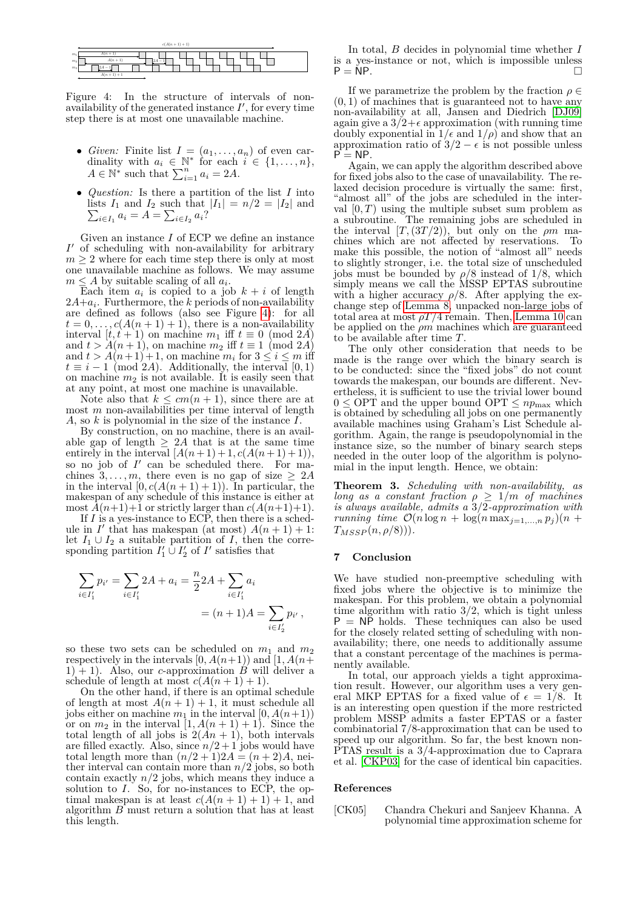Figure 4: In the structure of intervals of non-availability of the generated instance $I'$, for every time step there is at most one unavailable machine.

- *Given:* Finite list $I = (a_1, \ldots, a_n)$ of even cardinality with $a_i \in \mathbb{N}^*$ for each $i \in \{1, \ldots, n\}$, $A \in \mathbb{N}^*$ such that $\sum_{i=1}^{n} a_i = 2A$.
- *Question:* Is there a partition of the list $I$ into lists $I_1$ and $I_2$ such that $|I_1| = n/2 = |I_2|$ and $\sum_{i \in I_1} a_i = A = \sum_{i \in I_2} a_i$?

Given an instance $I$ of ECP we define an instance $I'$ of scheduling with non-availability for arbitrary $m \geq 2$ where for each time step there is only at most one unavailable machine as follows. We may assume $m \leq A$ by suitable scaling of all $a_i$.

Each item $a_i$ is copied to a job $k + i$ of length $2A + a_i$. Furthermore, the $k$ periods of non-availability are defined as follows (also see Figure 4): for all $t = 0, \ldots, c(A(n+1)+1)$, there is a non-availability interval $[t, t+1)$ on machine $m_1$ iff $t \equiv 0 \pmod{2A}$ and $t > A(n+1)$, on machine $m_2$ iff $t \equiv 1 \pmod{2A}$ and $t > A(n+1)+1$, on machine $m_i$ for $3 \leq i \leq m$ iff $t \equiv i-1 \pmod{2A}$. Additionally, the interval $[0,1)$ on machine $m_2$ is not available. It is easily seen that at any point, at most one machine is unavailable.

Note also that $k \leq cm(n+1)$, since there are at most $m$ non-availabilities per time interval of length $A$, so $k$ is polynomial in the size of the instance $I$.

By construction, on no machine, there is an available gap of length $\geq 2A$ that is at the same time entirely in the interval $[A(n+1)+1, c(A(n+1)+1))$, so no job of $I'$ can be scheduled there. For machines $3, \ldots, m$, there even is no gap of size $\geq 2A$ in the interval $[0, c(A(n+1)+1))$. In particular, the makespan of any schedule of this instance is either at most $A(n+1)+1$ or strictly larger than $c(A(n+1)+1)$.

If $I$ is a yes-instance to ECP, then there is a schedule in $I'$ that has makespan (at most) $A(n+1)+1$: let $I_1 \cup I_2$ a suitable partition of $I$, then the corresponding partition $I'_1 \cup I'_2$ of $I'$ satisfies that

$$\sum_{i \in I'_1} p_{i'} = \sum_{i \in I'_1} 2A + a_i = \frac{n}{2}2A + \sum_{i \in I'_1} a_i$$
$$= (n+1)A = \sum_{i \in I'_2} p_{i'},$$

so these two sets can be scheduled on $m_1$ and $m_2$ respectively in the intervals $[0, A(n+1))$ and $[1, A(n+1)+1)$. Also, our $c$-approximation $B$ will deliver a schedule of length at most $c(A(n+1)+1)$.

On the other hand, if there is an optimal schedule of length at most $A(n+1)+1$, it must schedule all jobs either on machine $m_1$ in the interval $[0, A(n+1))$ or on $m_2$ in the interval $[1, A(n+1)+1)$. Since the total length of all jobs is $2(An+1)$, both intervals are filled exactly. Also, since $n/2+1$ jobs would have total length more than $(n/2+1)2A = (n+2)A$, neither interval can contain more than $n/2$ jobs, so both contain exactly $n/2$ jobs, which means they induce a solution to $I$. So, for no-instances to ECP, the optimal makespan is at least $c(A(n+1)+1)$, and algorithm $B$ must return a solution that has at least this length.

In total, $B$ decides in polynomial time whether $I$ is a yes-instance or not, which is impossible unless $\mathsf{P} = \mathsf{NP}$. □

If we parametrize the problem by the fraction $\rho \in (0,1)$ of machines that is guaranteed not to have any non-availability at all, Jansen and Diedrich [DJ09] again give a $3/2+\epsilon$ approximation (with running time doubly exponential in $1/\epsilon$ and $1/\rho$) and show that an approximation ratio of $3/2 - \epsilon$ is not possible unless $\mathsf{P} = \mathsf{NP}$.

Again, we can apply the algorithm described above for fixed jobs also to the case of unavailability. The relaxed decision procedure is virtually the same: first, "almost all" of the jobs are scheduled in the interval $[0, T)$ using the multiple subset sum problem as a subroutine. The remaining jobs are scheduled in the interval $[T, (3T/2))$, but only on the $\rho m$ machines which are not affected by reservations. To make this possible, the notion of "almost all" needs to slightly stronger, i.e. the total size of unscheduled jobs must be bounded by $\rho/8$ instead of $1/8$, which simply means we call the MSSP EPTAS subroutine with a higher accuracy $\rho/8$. After applying the exchange step of Lemma 8, unpacked non-large jobs of total area at most $\rho T/4$ remain. Then, Lemma 10 can be applied on the $\rho m$ machines which are guaranteed to be available after time $T$.

The only other consideration that needs to be made is the range over which the binary search is to be conducted: since the "fixed jobs" do not count towards the makespan, our bounds are different. Nevertheless, it is sufficient to use the trivial lower bound $0 \leq \mathrm{OPT}$ and the upper bound $\mathrm{OPT} \leq np_{\max}$ which is obtained by scheduling all jobs on one permanently available machines using Graham's List Schedule algorithm. Again, the range is pseudopolynomial in the instance size, so the number of binary search steps needed in the outer loop of the algorithm is polynomial in the input length. Hence, we obtain:

**Theorem 3.** *Scheduling with non-availability, as long as a constant fraction $\rho \geq 1/m$ of machines is always available, admits a 3/2-approximation with running time $\mathcal{O}(n \log n + \log(n \max_{j=1,\ldots,n} p_j)(n + T_{MSSP}(n, \rho/8)))$.*

## 7 Conclusion

We have studied non-preemptive scheduling with fixed jobs where the objective is to minimize the makespan. For this problem, we obtain a polynomial time algorithm with ratio 3/2, which is tight unless $\mathsf{P} = \mathsf{NP}$ holds. These techniques can also be used for the closely related setting of scheduling with non-availability; there, one needs to additionally assume that a constant percentage of the machines is permanently available.

In total, our approach yields a tight approximation result. However, our algorithm uses a very general MKP EPTAS for a fixed value of $\epsilon = 1/8$. It is an interesting open question if the more restricted problem MSSP admits a faster EPTAS or a faster combinatorial 7/8-approximation that can be used to speed up our algorithm. So far, the best known non-PTAS result is a 3/4-approximation due to Caprara et al. [CKP03] for the case of identical bin capacities.

## References

[CK05] Chandra Chekuri and Sanjeev Khanna. A polynomial time approximation scheme for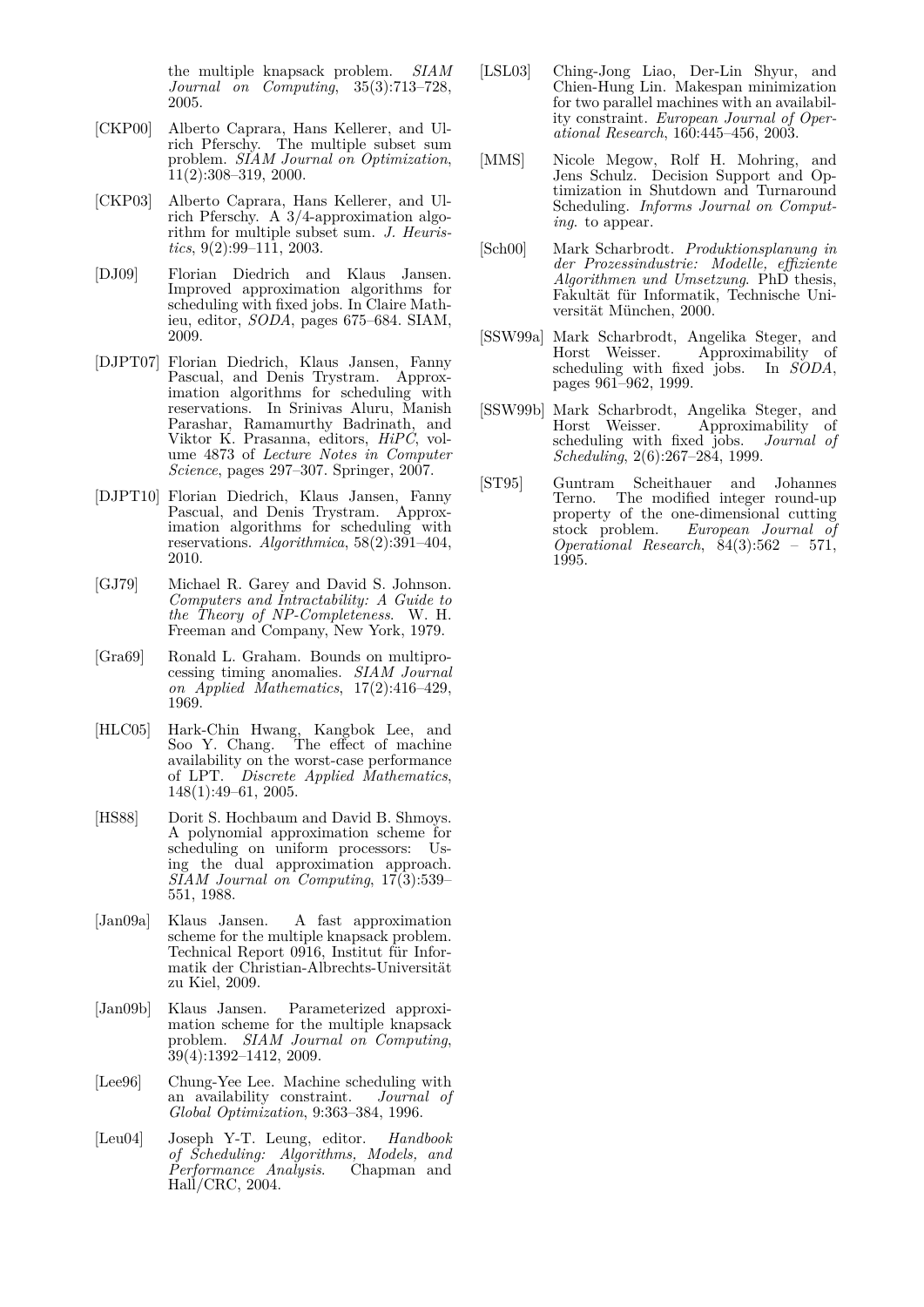the multiple knapsack problem. *SIAM Journal on Computing*, 35(3):713–728, 2005.

[CKP00] Alberto Caprara, Hans Kellerer, and Ulrich Pferschy. The multiple subset sum problem. *SIAM Journal on Optimization*, 11(2):308–319, 2000.

[CKP03] Alberto Caprara, Hans Kellerer, and Ulrich Pferschy. A 3/4-approximation algorithm for multiple subset sum. *J. Heuristics*, 9(2):99–111, 2003.

[DJ09] Florian Diedrich and Klaus Jansen. Improved approximation algorithms for scheduling with fixed jobs. In Claire Mathieu, editor, *SODA*, pages 675–684. SIAM, 2009.

[DJPT07] Florian Diedrich, Klaus Jansen, Fanny Pascual, and Denis Trystram. Approximation algorithms for scheduling with reservations. In Srinivas Aluru, Manish Parashar, Ramamurthy Badrinath, and Viktor K. Prasanna, editors, *HiPC*, volume 4873 of *Lecture Notes in Computer Science*, pages 297–307. Springer, 2007.

[DJPT10] Florian Diedrich, Klaus Jansen, Fanny Pascual, and Denis Trystram. Approximation algorithms for scheduling with reservations. *Algorithmica*, 58(2):391–404, 2010.

[GJ79] Michael R. Garey and David S. Johnson. *Computers and Intractability: A Guide to the Theory of NP-Completeness*. W. H. Freeman and Company, New York, 1979.

[Gra69] Ronald L. Graham. Bounds on multiprocessing timing anomalies. *SIAM Journal on Applied Mathematics*, 17(2):416–429, 1969.

[HLC05] Hark-Chin Hwang, Kangbok Lee, and Soo Y. Chang. The effect of machine availability on the worst-case performance of LPT. *Discrete Applied Mathematics*, 148(1):49–61, 2005.

[HS88] Dorit S. Hochbaum and David B. Shmoys. A polynomial approximation scheme for scheduling on uniform processors: Using the dual approximation approach. *SIAM Journal on Computing*, 17(3):539–551, 1988.

[Jan09a] Klaus Jansen. A fast approximation scheme for the multiple knapsack problem. Technical Report 0916, Institut für Informatik der Christian-Albrechts-Universität zu Kiel, 2009.

[Jan09b] Klaus Jansen. Parameterized approximation scheme for the multiple knapsack problem. *SIAM Journal on Computing*, 39(4):1392–1412, 2009.

[Lee96] Chung-Yee Lee. Machine scheduling with an availability constraint. *Journal of Global Optimization*, 9:363–384, 1996.

[Leu04] Joseph Y-T. Leung, editor. *Handbook of Scheduling: Algorithms, Models, and Performance Analysis*. Chapman and Hall/CRC, 2004.

[LSL03] Ching-Jong Liao, Der-Lin Shyur, and Chien-Hung Lin. Makespan minimization for two parallel machines with an availability constraint. *European Journal of Operational Research*, 160:445–456, 2003.

[MMS] Nicole Megow, Rolf H. Mohring, and Jens Schulz. Decision Support and Optimization in Shutdown and Turnaround Scheduling. *Informs Journal on Computing*. to appear.

[Sch00] Mark Scharbrodt. *Produktionsplanung in der Prozessindustrie: Modelle, effiziente Algorithmen und Umsetzung*. PhD thesis, Fakultät für Informatik, Technische Universität München, 2000.

[SSW99a] Mark Scharbrodt, Angelika Steger, and Horst Weisser. Approximability of scheduling with fixed jobs. In *SODA*, pages 961–962, 1999.

[SSW99b] Mark Scharbrodt, Angelika Steger, and Horst Weisser. Approximability of scheduling with fixed jobs. *Journal of Scheduling*, 2(6):267–284, 1999.

[ST95] Guntram Scheithauer and Johannes Terno. The modified integer round-up property of the one-dimensional cutting stock problem. *European Journal of Operational Research*, 84(3):562 – 571, 1995.